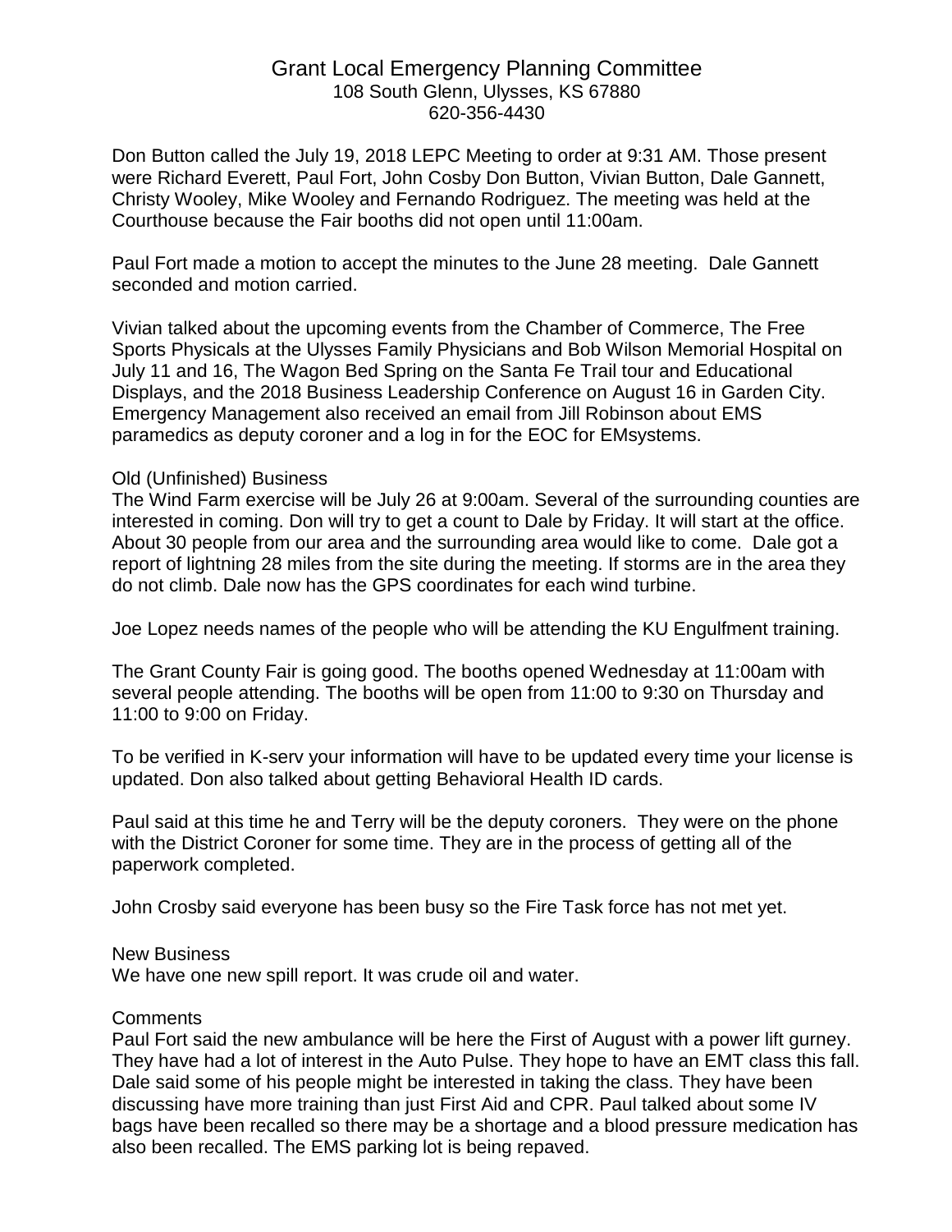# Grant Local Emergency Planning Committee

108 South Glenn, Ulysses, KS 67880
620-356-4430

Don Button called the July 19, 2018 LEPC Meeting to order at 9:31 AM. Those present were Richard Everett, Paul Fort, John Cosby Don Button, Vivian Button, Dale Gannett, Christy Wooley, Mike Wooley and Fernando Rodriguez. The meeting was held at the Courthouse because the Fair booths did not open until 11:00am.

Paul Fort made a motion to accept the minutes to the June 28 meeting. Dale Gannett seconded and motion carried.

Vivian talked about the upcoming events from the Chamber of Commerce, The Free Sports Physicals at the Ulysses Family Physicians and Bob Wilson Memorial Hospital on July 11 and 16, The Wagon Bed Spring on the Santa Fe Trail tour and Educational Displays, and the 2018 Business Leadership Conference on August 16 in Garden City. Emergency Management also received an email from Jill Robinson about EMS paramedics as deputy coroner and a log in for the EOC for EMsystems.

## Old (Unfinished) Business

The Wind Farm exercise will be July 26 at 9:00am. Several of the surrounding counties are interested in coming. Don will try to get a count to Dale by Friday. It will start at the office. About 30 people from our area and the surrounding area would like to come. Dale got a report of lightning 28 miles from the site during the meeting. If storms are in the area they do not climb. Dale now has the GPS coordinates for each wind turbine.

Joe Lopez needs names of the people who will be attending the KU Engulfment training.

The Grant County Fair is going good. The booths opened Wednesday at 11:00am with several people attending. The booths will be open from 11:00 to 9:30 on Thursday and 11:00 to 9:00 on Friday.

To be verified in K-serv your information will have to be updated every time your license is updated. Don also talked about getting Behavioral Health ID cards.

Paul said at this time he and Terry will be the deputy coroners. They were on the phone with the District Coroner for some time. They are in the process of getting all of the paperwork completed.

John Crosby said everyone has been busy so the Fire Task force has not met yet.

## New Business

We have one new spill report. It was crude oil and water.

## Comments

Paul Fort said the new ambulance will be here the First of August with a power lift gurney. They have had a lot of interest in the Auto Pulse. They hope to have an EMT class this fall. Dale said some of his people might be interested in taking the class. They have been discussing have more training than just First Aid and CPR. Paul talked about some IV bags have been recalled so there may be a shortage and a blood pressure medication has also been recalled. The EMS parking lot is being repaved.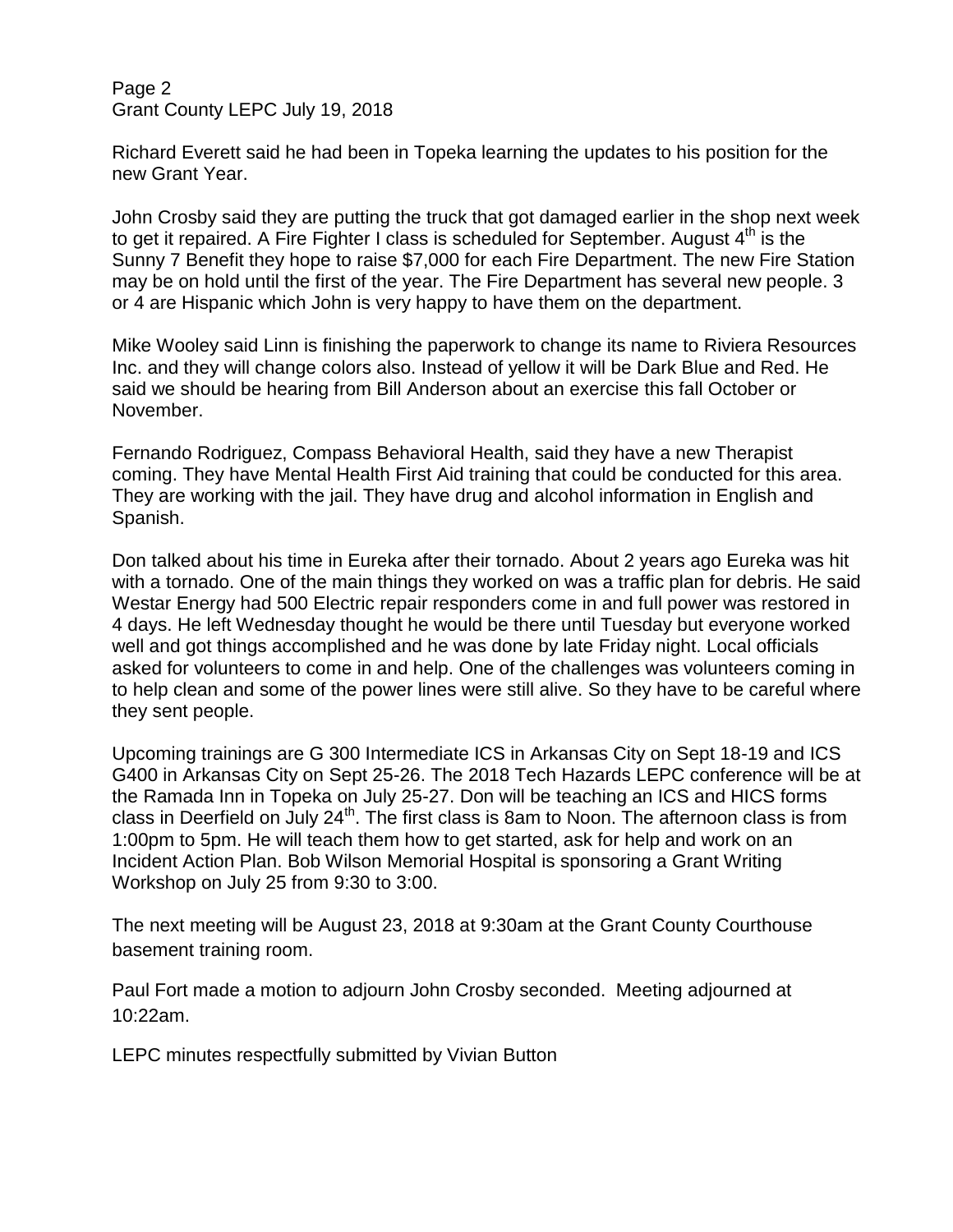Richard Everett said he had been in Topeka learning the updates to his position for the new Grant Year.

John Crosby said they are putting the truck that got damaged earlier in the shop next week to get it repaired. A Fire Fighter I class is scheduled for September. August 4th is the Sunny 7 Benefit they hope to raise $7,000 for each Fire Department. The new Fire Station may be on hold until the first of the year. The Fire Department has several new people. 3 or 4 are Hispanic which John is very happy to have them on the department.

Mike Wooley said Linn is finishing the paperwork to change its name to Riviera Resources Inc. and they will change colors also. Instead of yellow it will be Dark Blue and Red. He said we should be hearing from Bill Anderson about an exercise this fall October or November.

Fernando Rodriguez, Compass Behavioral Health, said they have a new Therapist coming. They have Mental Health First Aid training that could be conducted for this area. They are working with the jail. They have drug and alcohol information in English and Spanish.

Don talked about his time in Eureka after their tornado. About 2 years ago Eureka was hit with a tornado. One of the main things they worked on was a traffic plan for debris. He said Westar Energy had 500 Electric repair responders come in and full power was restored in 4 days. He left Wednesday thought he would be there until Tuesday but everyone worked well and got things accomplished and he was done by late Friday night. Local officials asked for volunteers to come in and help. One of the challenges was volunteers coming in to help clean and some of the power lines were still alive. So they have to be careful where they sent people.

Upcoming trainings are G 300 Intermediate ICS in Arkansas City on Sept 18-19 and ICS G400 in Arkansas City on Sept 25-26. The 2018 Tech Hazards LEPC conference will be at the Ramada Inn in Topeka on July 25-27. Don will be teaching an ICS and HICS forms class in Deerfield on July 24th. The first class is 8am to Noon. The afternoon class is from 1:00pm to 5pm. He will teach them how to get started, ask for help and work on an Incident Action Plan. Bob Wilson Memorial Hospital is sponsoring a Grant Writing Workshop on July 25 from 9:30 to 3:00.

The next meeting will be August 23, 2018 at 9:30am at the Grant County Courthouse basement training room.

Paul Fort made a motion to adjourn John Crosby seconded. Meeting adjourned at 10:22am.

LEPC minutes respectfully submitted by Vivian Button